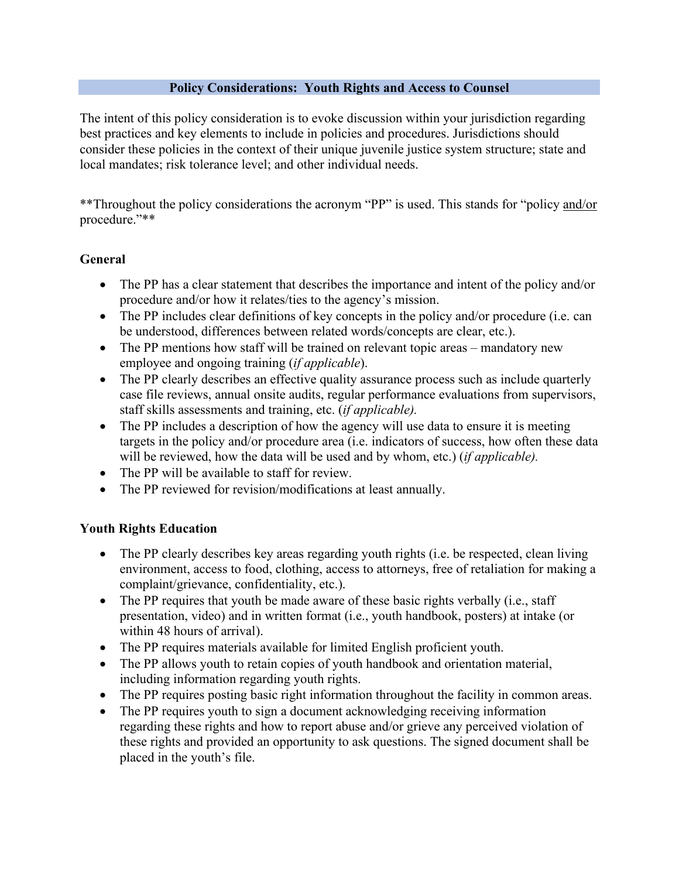# Policy Considerations: Youth Rights and Access to Counsel

The intent of this policy consideration is to evoke discussion within your jurisdiction regarding best practices and key elements to include in policies and procedures. Jurisdictions should consider these policies in the context of their unique juvenile justice system structure; state and local mandates; risk tolerance level; and other individual needs.

**Throughout the policy considerations the acronym "PP" is used. This stands for "policy and/or procedure."**

## General

- The PP has a clear statement that describes the importance and intent of the policy and/or procedure and/or how it relates/ties to the agency's mission.
- The PP includes clear definitions of key concepts in the policy and/or procedure (i.e. can be understood, differences between related words/concepts are clear, etc.).
- The PP mentions how staff will be trained on relevant topic areas – mandatory new employee and ongoing training (*if applicable*).
- The PP clearly describes an effective quality assurance process such as include quarterly case file reviews, annual onsite audits, regular performance evaluations from supervisors, staff skills assessments and training, etc. (*if applicable).*
- The PP includes a description of how the agency will use data to ensure it is meeting targets in the policy and/or procedure area (i.e. indicators of success, how often these data will be reviewed, how the data will be used and by whom, etc.) (*if applicable).*
- The PP will be available to staff for review.
- The PP reviewed for revision/modifications at least annually.

## Youth Rights Education

- The PP clearly describes key areas regarding youth rights (i.e. be respected, clean living environment, access to food, clothing, access to attorneys, free of retaliation for making a complaint/grievance, confidentiality, etc.).
- The PP requires that youth be made aware of these basic rights verbally (i.e., staff presentation, video) and in written format (i.e., youth handbook, posters) at intake (or within 48 hours of arrival).
- The PP requires materials available for limited English proficient youth.
- The PP allows youth to retain copies of youth handbook and orientation material, including information regarding youth rights.
- The PP requires posting basic right information throughout the facility in common areas.
- The PP requires youth to sign a document acknowledging receiving information regarding these rights and how to report abuse and/or grieve any perceived violation of these rights and provided an opportunity to ask questions. The signed document shall be placed in the youth's file.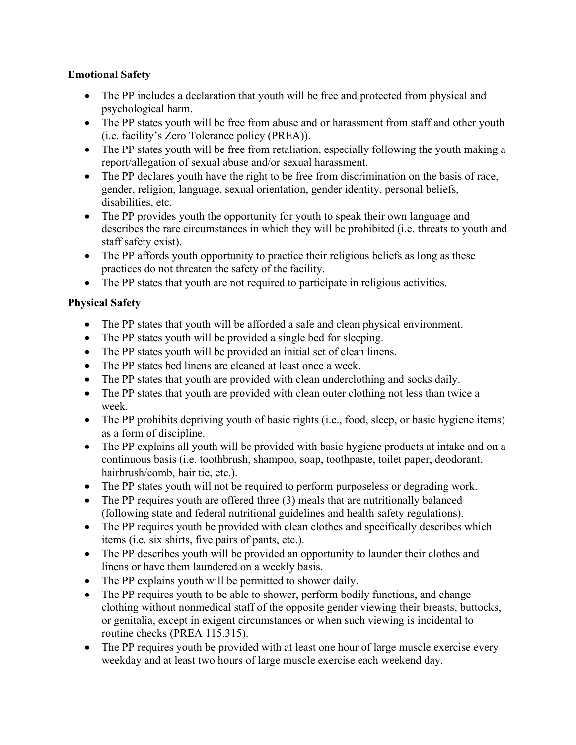**Emotional Safety**

- The PP includes a declaration that youth will be free and protected from physical and psychological harm.
- The PP states youth will be free from abuse and or harassment from staff and other youth (i.e. facility's Zero Tolerance policy (PREA)).
- The PP states youth will be free from retaliation, especially following the youth making a report/allegation of sexual abuse and/or sexual harassment.
- The PP declares youth have the right to be free from discrimination on the basis of race, gender, religion, language, sexual orientation, gender identity, personal beliefs, disabilities, etc.
- The PP provides youth the opportunity for youth to speak their own language and describes the rare circumstances in which they will be prohibited (i.e. threats to youth and staff safety exist).
- The PP affords youth opportunity to practice their religious beliefs as long as these practices do not threaten the safety of the facility.
- The PP states that youth are not required to participate in religious activities.

**Physical Safety**

- The PP states that youth will be afforded a safe and clean physical environment.
- The PP states youth will be provided a single bed for sleeping.
- The PP states youth will be provided an initial set of clean linens.
- The PP states bed linens are cleaned at least once a week.
- The PP states that youth are provided with clean underclothing and socks daily.
- The PP states that youth are provided with clean outer clothing not less than twice a week.
- The PP prohibits depriving youth of basic rights (i.e., food, sleep, or basic hygiene items) as a form of discipline.
- The PP explains all youth will be provided with basic hygiene products at intake and on a continuous basis (i.e. toothbrush, shampoo, soap, toothpaste, toilet paper, deodorant, hairbrush/comb, hair tie, etc.).
- The PP states youth will not be required to perform purposeless or degrading work.
- The PP requires youth are offered three (3) meals that are nutritionally balanced (following state and federal nutritional guidelines and health safety regulations).
- The PP requires youth be provided with clean clothes and specifically describes which items (i.e. six shirts, five pairs of pants, etc.).
- The PP describes youth will be provided an opportunity to launder their clothes and linens or have them laundered on a weekly basis.
- The PP explains youth will be permitted to shower daily.
- The PP requires youth to be able to shower, perform bodily functions, and change clothing without nonmedical staff of the opposite gender viewing their breasts, buttocks, or genitalia, except in exigent circumstances or when such viewing is incidental to routine checks (PREA 115.315).
- The PP requires youth be provided with at least one hour of large muscle exercise every weekday and at least two hours of large muscle exercise each weekend day.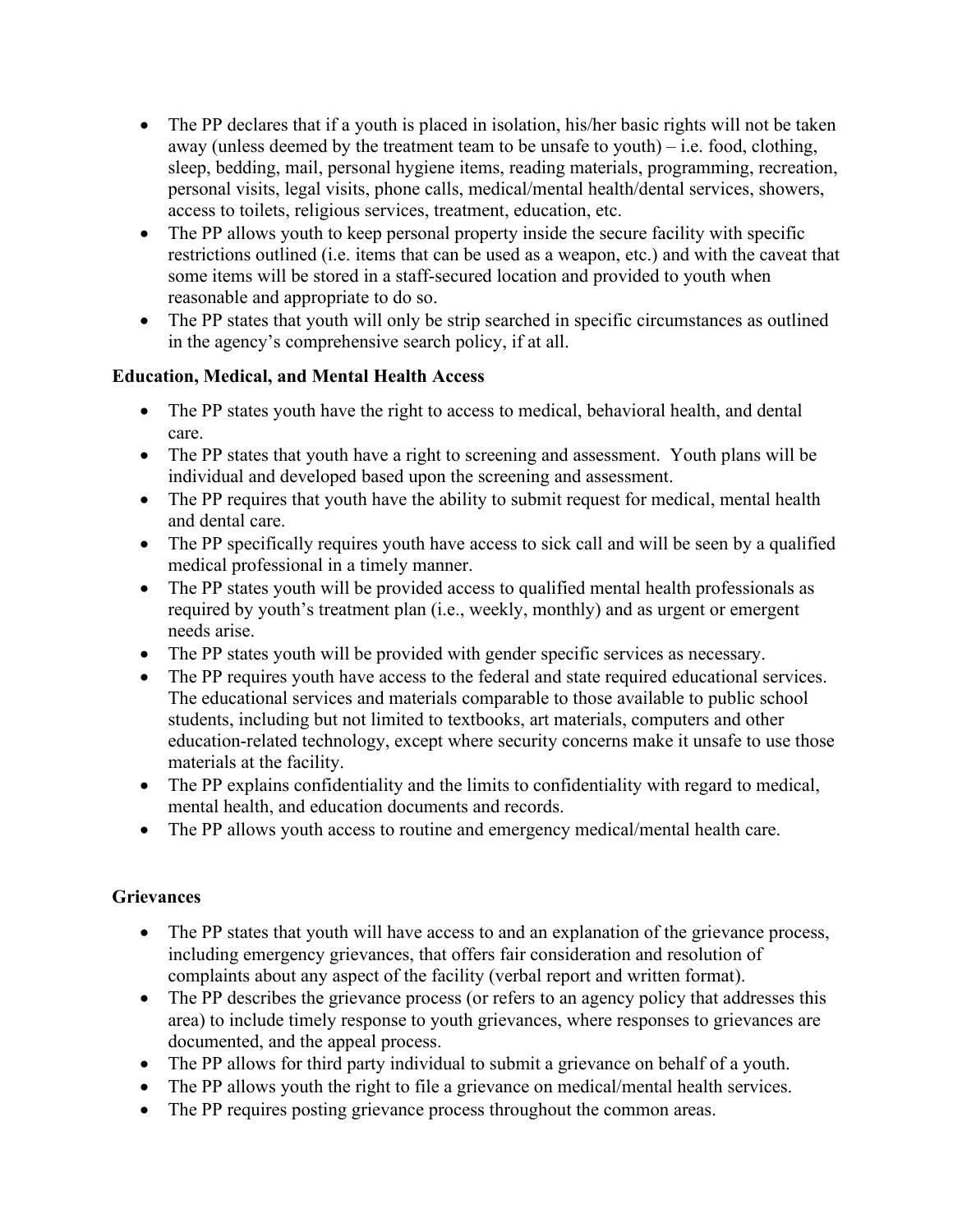- The PP declares that if a youth is placed in isolation, his/her basic rights will not be taken away (unless deemed by the treatment team to be unsafe to youth) – i.e. food, clothing, sleep, bedding, mail, personal hygiene items, reading materials, programming, recreation, personal visits, legal visits, phone calls, medical/mental health/dental services, showers, access to toilets, religious services, treatment, education, etc.
- The PP allows youth to keep personal property inside the secure facility with specific restrictions outlined (i.e. items that can be used as a weapon, etc.) and with the caveat that some items will be stored in a staff-secured location and provided to youth when reasonable and appropriate to do so.
- The PP states that youth will only be strip searched in specific circumstances as outlined in the agency's comprehensive search policy, if at all.

**Education, Medical, and Mental Health Access**

- The PP states youth have the right to access to medical, behavioral health, and dental care.
- The PP states that youth have a right to screening and assessment. Youth plans will be individual and developed based upon the screening and assessment.
- The PP requires that youth have the ability to submit request for medical, mental health and dental care.
- The PP specifically requires youth have access to sick call and will be seen by a qualified medical professional in a timely manner.
- The PP states youth will be provided access to qualified mental health professionals as required by youth's treatment plan (i.e., weekly, monthly) and as urgent or emergent needs arise.
- The PP states youth will be provided with gender specific services as necessary.
- The PP requires youth have access to the federal and state required educational services. The educational services and materials comparable to those available to public school students, including but not limited to textbooks, art materials, computers and other education-related technology, except where security concerns make it unsafe to use those materials at the facility.
- The PP explains confidentiality and the limits to confidentiality with regard to medical, mental health, and education documents and records.
- The PP allows youth access to routine and emergency medical/mental health care.

**Grievances**

- The PP states that youth will have access to and an explanation of the grievance process, including emergency grievances, that offers fair consideration and resolution of complaints about any aspect of the facility (verbal report and written format).
- The PP describes the grievance process (or refers to an agency policy that addresses this area) to include timely response to youth grievances, where responses to grievances are documented, and the appeal process.
- The PP allows for third party individual to submit a grievance on behalf of a youth.
- The PP allows youth the right to file a grievance on medical/mental health services.
- The PP requires posting grievance process throughout the common areas.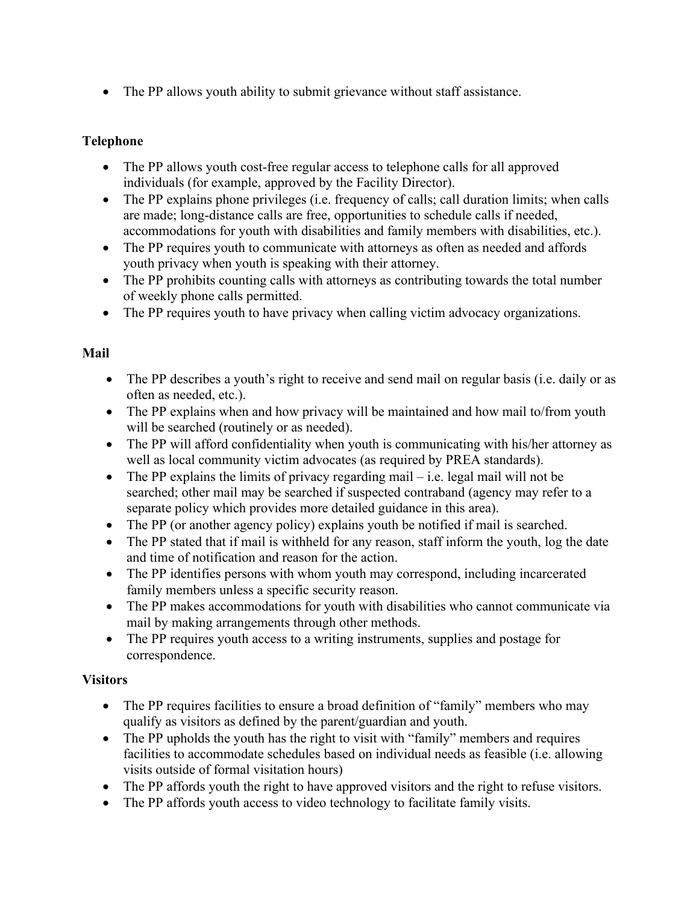- The PP allows youth ability to submit grievance without staff assistance.

**Telephone**

- The PP allows youth cost-free regular access to telephone calls for all approved individuals (for example, approved by the Facility Director).
- The PP explains phone privileges (i.e. frequency of calls; call duration limits; when calls are made; long-distance calls are free, opportunities to schedule calls if needed, accommodations for youth with disabilities and family members with disabilities, etc.).
- The PP requires youth to communicate with attorneys as often as needed and affords youth privacy when youth is speaking with their attorney.
- The PP prohibits counting calls with attorneys as contributing towards the total number of weekly phone calls permitted.
- The PP requires youth to have privacy when calling victim advocacy organizations.

**Mail**

- The PP describes a youth's right to receive and send mail on regular basis (i.e. daily or as often as needed, etc.).
- The PP explains when and how privacy will be maintained and how mail to/from youth will be searched (routinely or as needed).
- The PP will afford confidentiality when youth is communicating with his/her attorney as well as local community victim advocates (as required by PREA standards).
- The PP explains the limits of privacy regarding mail – i.e. legal mail will not be searched; other mail may be searched if suspected contraband (agency may refer to a separate policy which provides more detailed guidance in this area).
- The PP (or another agency policy) explains youth be notified if mail is searched.
- The PP stated that if mail is withheld for any reason, staff inform the youth, log the date and time of notification and reason for the action.
- The PP identifies persons with whom youth may correspond, including incarcerated family members unless a specific security reason.
- The PP makes accommodations for youth with disabilities who cannot communicate via mail by making arrangements through other methods.
- The PP requires youth access to a writing instruments, supplies and postage for correspondence.

**Visitors**

- The PP requires facilities to ensure a broad definition of "family" members who may qualify as visitors as defined by the parent/guardian and youth.
- The PP upholds the youth has the right to visit with "family" members and requires facilities to accommodate schedules based on individual needs as feasible (i.e. allowing visits outside of formal visitation hours)
- The PP affords youth the right to have approved visitors and the right to refuse visitors.
- The PP affords youth access to video technology to facilitate family visits.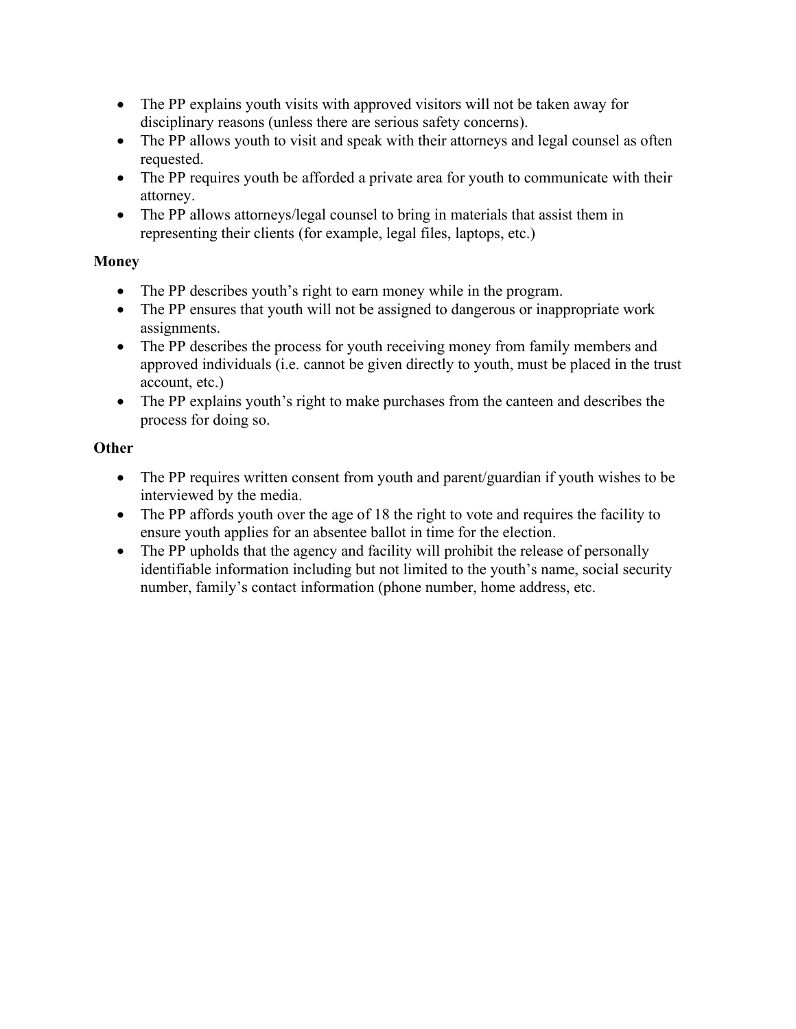- The PP explains youth visits with approved visitors will not be taken away for disciplinary reasons (unless there are serious safety concerns).
- The PP allows youth to visit and speak with their attorneys and legal counsel as often requested.
- The PP requires youth be afforded a private area for youth to communicate with their attorney.
- The PP allows attorneys/legal counsel to bring in materials that assist them in representing their clients (for example, legal files, laptops, etc.)

**Money**

- The PP describes youth's right to earn money while in the program.
- The PP ensures that youth will not be assigned to dangerous or inappropriate work assignments.
- The PP describes the process for youth receiving money from family members and approved individuals (i.e. cannot be given directly to youth, must be placed in the trust account, etc.)
- The PP explains youth's right to make purchases from the canteen and describes the process for doing so.

**Other**

- The PP requires written consent from youth and parent/guardian if youth wishes to be interviewed by the media.
- The PP affords youth over the age of 18 the right to vote and requires the facility to ensure youth applies for an absentee ballot in time for the election.
- The PP upholds that the agency and facility will prohibit the release of personally identifiable information including but not limited to the youth's name, social security number, family's contact information (phone number, home address, etc.